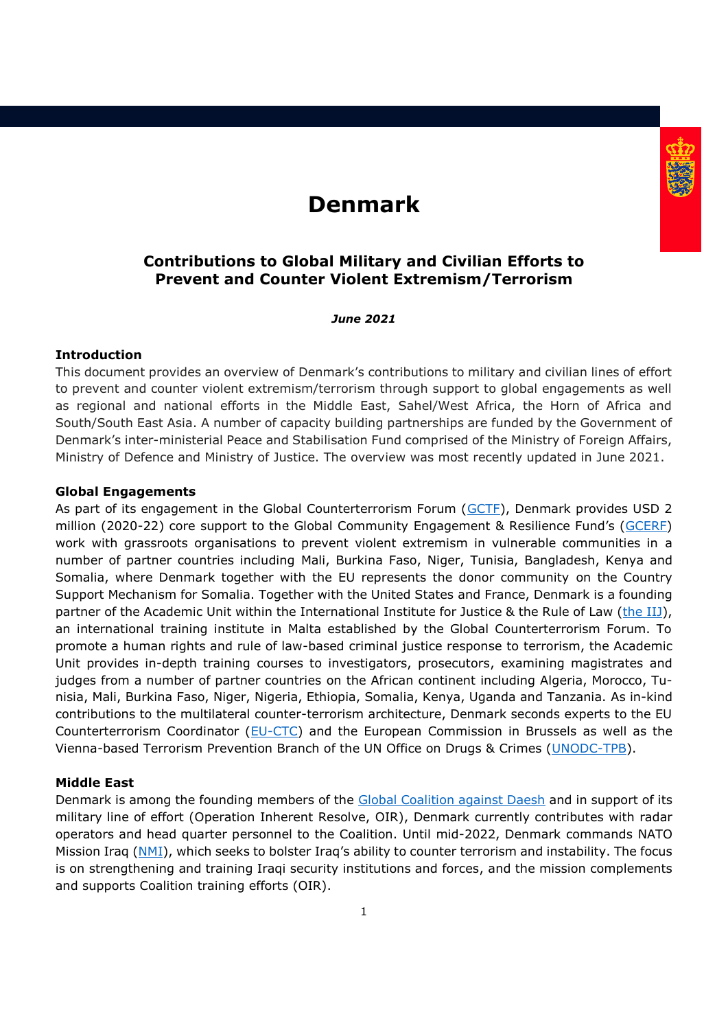# Denmark

## Contributions to Global Military and Civilian Efforts to Prevent and Counter Violent Extremism/Terrorism

***June 2021***

### Introduction

This document provides an overview of Denmark's contributions to military and civilian lines of effort to prevent and counter violent extremism/terrorism through support to global engagements as well as regional and national efforts in the Middle East, Sahel/West Africa, the Horn of Africa and South/South East Asia. A number of capacity building partnerships are funded by the Government of Denmark's inter-ministerial Peace and Stabilisation Fund comprised of the Ministry of Foreign Affairs, Ministry of Defence and Ministry of Justice. The overview was most recently updated in June 2021.

### Global Engagements

As part of its engagement in the Global Counterterrorism Forum (GCTF), Denmark provides USD 2 million (2020-22) core support to the Global Community Engagement & Resilience Fund's (GCERF) work with grassroots organisations to prevent violent extremism in vulnerable communities in a number of partner countries including Mali, Burkina Faso, Niger, Tunisia, Bangladesh, Kenya and Somalia, where Denmark together with the EU represents the donor community on the Country Support Mechanism for Somalia. Together with the United States and France, Denmark is a founding partner of the Academic Unit within the International Institute for Justice & the Rule of Law (the IIJ), an international training institute in Malta established by the Global Counterterrorism Forum. To promote a human rights and rule of law-based criminal justice response to terrorism, the Academic Unit provides in-depth training courses to investigators, prosecutors, examining magistrates and judges from a number of partner countries on the African continent including Algeria, Morocco, Tunisia, Mali, Burkina Faso, Niger, Nigeria, Ethiopia, Somalia, Kenya, Uganda and Tanzania. As in-kind contributions to the multilateral counter-terrorism architecture, Denmark seconds experts to the EU Counterterrorism Coordinator (EU-CTC) and the European Commission in Brussels as well as the Vienna-based Terrorism Prevention Branch of the UN Office on Drugs & Crimes (UNODC-TPB).

### Middle East

Denmark is among the founding members of the Global Coalition against Daesh and in support of its military line of effort (Operation Inherent Resolve, OIR), Denmark currently contributes with radar operators and head quarter personnel to the Coalition. Until mid-2022, Denmark commands NATO Mission Iraq (NMI), which seeks to bolster Iraq's ability to counter terrorism and instability. The focus is on strengthening and training Iraqi security institutions and forces, and the mission complements and supports Coalition training efforts (OIR).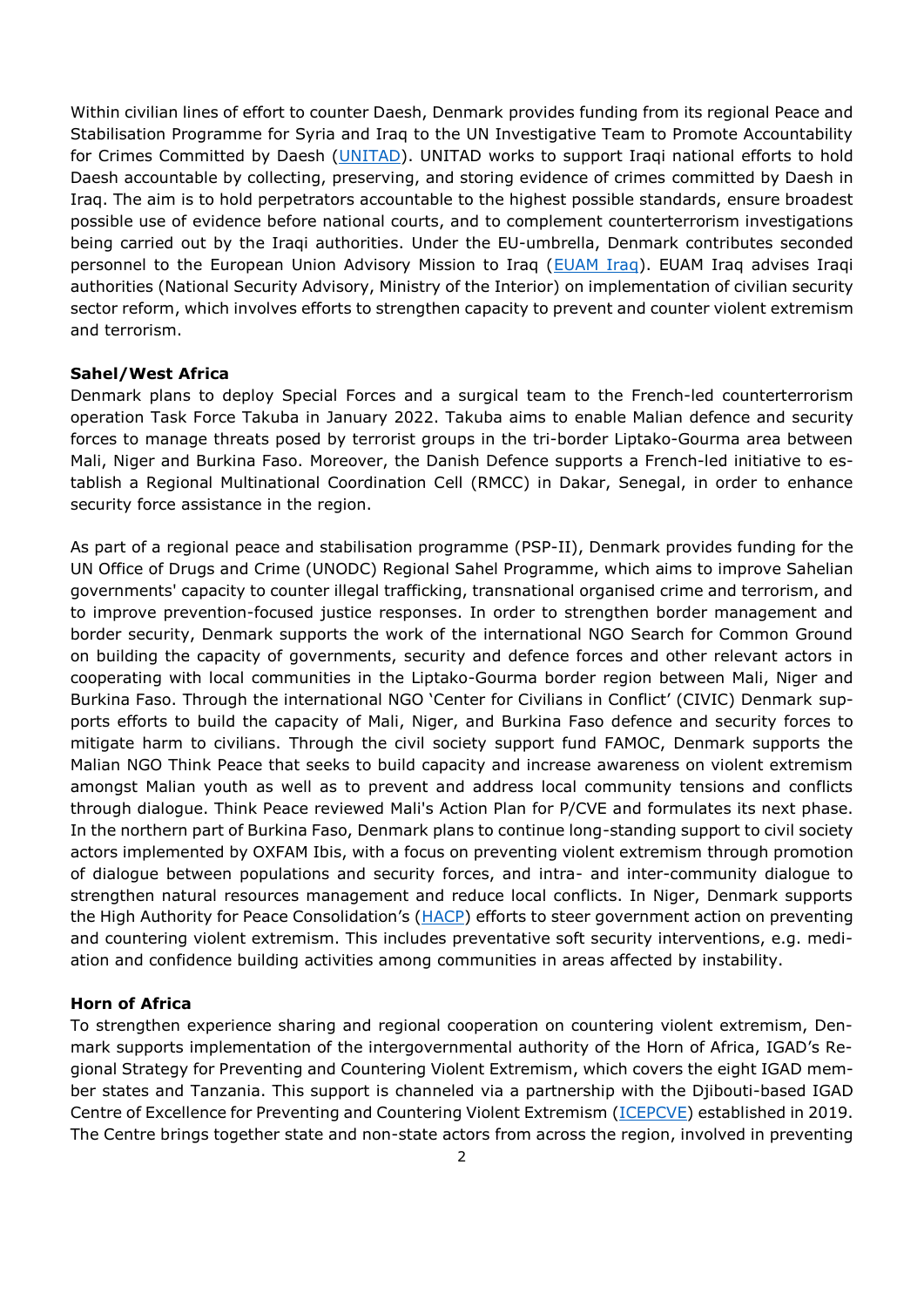Within civilian lines of effort to counter Daesh, Denmark provides funding from its regional Peace and Stabilisation Programme for Syria and Iraq to the UN Investigative Team to Promote Accountability for Crimes Committed by Daesh (UNITAD). UNITAD works to support Iraqi national efforts to hold Daesh accountable by collecting, preserving, and storing evidence of crimes committed by Daesh in Iraq. The aim is to hold perpetrators accountable to the highest possible standards, ensure broadest possible use of evidence before national courts, and to complement counterterrorism investigations being carried out by the Iraqi authorities. Under the EU-umbrella, Denmark contributes seconded personnel to the European Union Advisory Mission to Iraq (EUAM Iraq). EUAM Iraq advises Iraqi authorities (National Security Advisory, Ministry of the Interior) on implementation of civilian security sector reform, which involves efforts to strengthen capacity to prevent and counter violent extremism and terrorism.

**Sahel/West Africa**

Denmark plans to deploy Special Forces and a surgical team to the French-led counterterrorism operation Task Force Takuba in January 2022. Takuba aims to enable Malian defence and security forces to manage threats posed by terrorist groups in the tri-border Liptako-Gourma area between Mali, Niger and Burkina Faso. Moreover, the Danish Defence supports a French-led initiative to establish a Regional Multinational Coordination Cell (RMCC) in Dakar, Senegal, in order to enhance security force assistance in the region.

As part of a regional peace and stabilisation programme (PSP-II), Denmark provides funding for the UN Office of Drugs and Crime (UNODC) Regional Sahel Programme, which aims to improve Sahelian governments' capacity to counter illegal trafficking, transnational organised crime and terrorism, and to improve prevention-focused justice responses. In order to strengthen border management and border security, Denmark supports the work of the international NGO Search for Common Ground on building the capacity of governments, security and defence forces and other relevant actors in cooperating with local communities in the Liptako-Gourma border region between Mali, Niger and Burkina Faso. Through the international NGO 'Center for Civilians in Conflict' (CIVIC) Denmark supports efforts to build the capacity of Mali, Niger, and Burkina Faso defence and security forces to mitigate harm to civilians. Through the civil society support fund FAMOC, Denmark supports the Malian NGO Think Peace that seeks to build capacity and increase awareness on violent extremism amongst Malian youth as well as to prevent and address local community tensions and conflicts through dialogue. Think Peace reviewed Mali's Action Plan for P/CVE and formulates its next phase. In the northern part of Burkina Faso, Denmark plans to continue long-standing support to civil society actors implemented by OXFAM Ibis, with a focus on preventing violent extremism through promotion of dialogue between populations and security forces, and intra- and inter-community dialogue to strengthen natural resources management and reduce local conflicts. In Niger, Denmark supports the High Authority for Peace Consolidation's (HACP) efforts to steer government action on preventing and countering violent extremism. This includes preventative soft security interventions, e.g. mediation and confidence building activities among communities in areas affected by instability.

**Horn of Africa**

To strengthen experience sharing and regional cooperation on countering violent extremism, Denmark supports implementation of the intergovernmental authority of the Horn of Africa, IGAD's Regional Strategy for Preventing and Countering Violent Extremism, which covers the eight IGAD member states and Tanzania. This support is channeled via a partnership with the Djibouti-based IGAD Centre of Excellence for Preventing and Countering Violent Extremism (ICEPCVE) established in 2019. The Centre brings together state and non-state actors from across the region, involved in preventing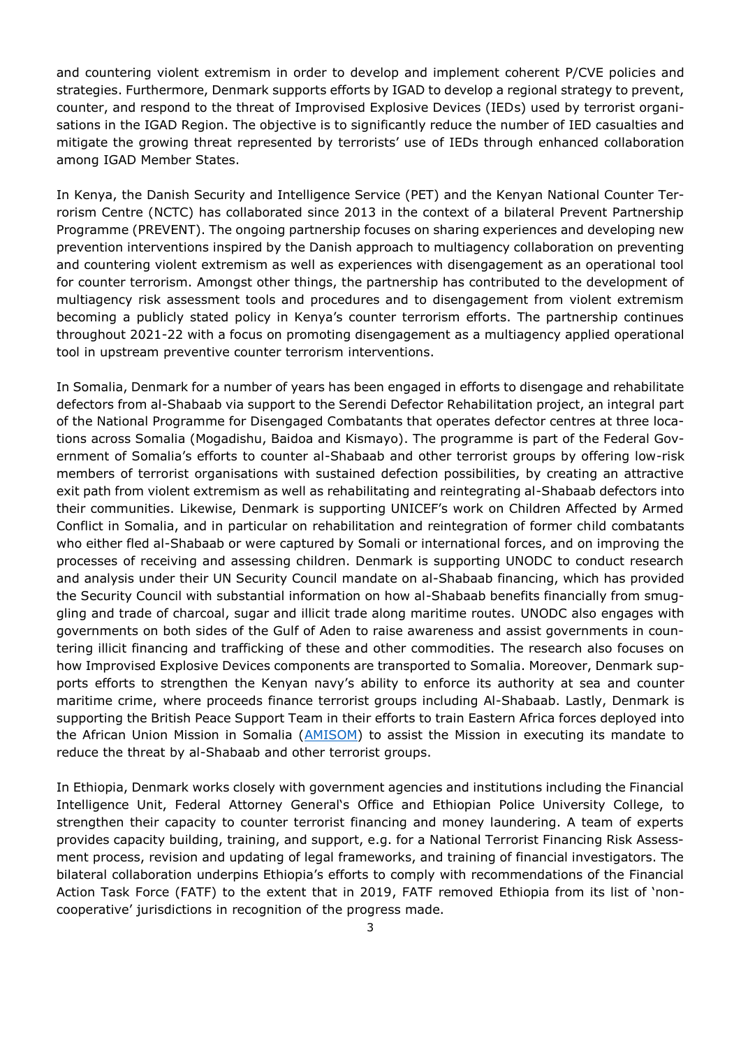and countering violent extremism in order to develop and implement coherent P/CVE policies and strategies. Furthermore, Denmark supports efforts by IGAD to develop a regional strategy to prevent, counter, and respond to the threat of Improvised Explosive Devices (IEDs) used by terrorist organisations in the IGAD Region. The objective is to significantly reduce the number of IED casualties and mitigate the growing threat represented by terrorists' use of IEDs through enhanced collaboration among IGAD Member States.

In Kenya, the Danish Security and Intelligence Service (PET) and the Kenyan National Counter Terrorism Centre (NCTC) has collaborated since 2013 in the context of a bilateral Prevent Partnership Programme (PREVENT). The ongoing partnership focuses on sharing experiences and developing new prevention interventions inspired by the Danish approach to multiagency collaboration on preventing and countering violent extremism as well as experiences with disengagement as an operational tool for counter terrorism. Amongst other things, the partnership has contributed to the development of multiagency risk assessment tools and procedures and to disengagement from violent extremism becoming a publicly stated policy in Kenya's counter terrorism efforts. The partnership continues throughout 2021-22 with a focus on promoting disengagement as a multiagency applied operational tool in upstream preventive counter terrorism interventions.

In Somalia, Denmark for a number of years has been engaged in efforts to disengage and rehabilitate defectors from al-Shabaab via support to the Serendi Defector Rehabilitation project, an integral part of the National Programme for Disengaged Combatants that operates defector centres at three locations across Somalia (Mogadishu, Baidoa and Kismayo). The programme is part of the Federal Government of Somalia's efforts to counter al-Shabaab and other terrorist groups by offering low-risk members of terrorist organisations with sustained defection possibilities, by creating an attractive exit path from violent extremism as well as rehabilitating and reintegrating al-Shabaab defectors into their communities. Likewise, Denmark is supporting UNICEF's work on Children Affected by Armed Conflict in Somalia, and in particular on rehabilitation and reintegration of former child combatants who either fled al-Shabaab or were captured by Somali or international forces, and on improving the processes of receiving and assessing children. Denmark is supporting UNODC to conduct research and analysis under their UN Security Council mandate on al-Shabaab financing, which has provided the Security Council with substantial information on how al-Shabaab benefits financially from smuggling and trade of charcoal, sugar and illicit trade along maritime routes. UNODC also engages with governments on both sides of the Gulf of Aden to raise awareness and assist governments in countering illicit financing and trafficking of these and other commodities. The research also focuses on how Improvised Explosive Devices components are transported to Somalia. Moreover, Denmark supports efforts to strengthen the Kenyan navy's ability to enforce its authority at sea and counter maritime crime, where proceeds finance terrorist groups including Al-Shabaab. Lastly, Denmark is supporting the British Peace Support Team in their efforts to train Eastern Africa forces deployed into the African Union Mission in Somalia (AMISOM) to assist the Mission in executing its mandate to reduce the threat by al-Shabaab and other terrorist groups.

In Ethiopia, Denmark works closely with government agencies and institutions including the Financial Intelligence Unit, Federal Attorney General's Office and Ethiopian Police University College, to strengthen their capacity to counter terrorist financing and money laundering. A team of experts provides capacity building, training, and support, e.g. for a National Terrorist Financing Risk Assessment process, revision and updating of legal frameworks, and training of financial investigators. The bilateral collaboration underpins Ethiopia's efforts to comply with recommendations of the Financial Action Task Force (FATF) to the extent that in 2019, FATF removed Ethiopia from its list of 'non-cooperative' jurisdictions in recognition of the progress made.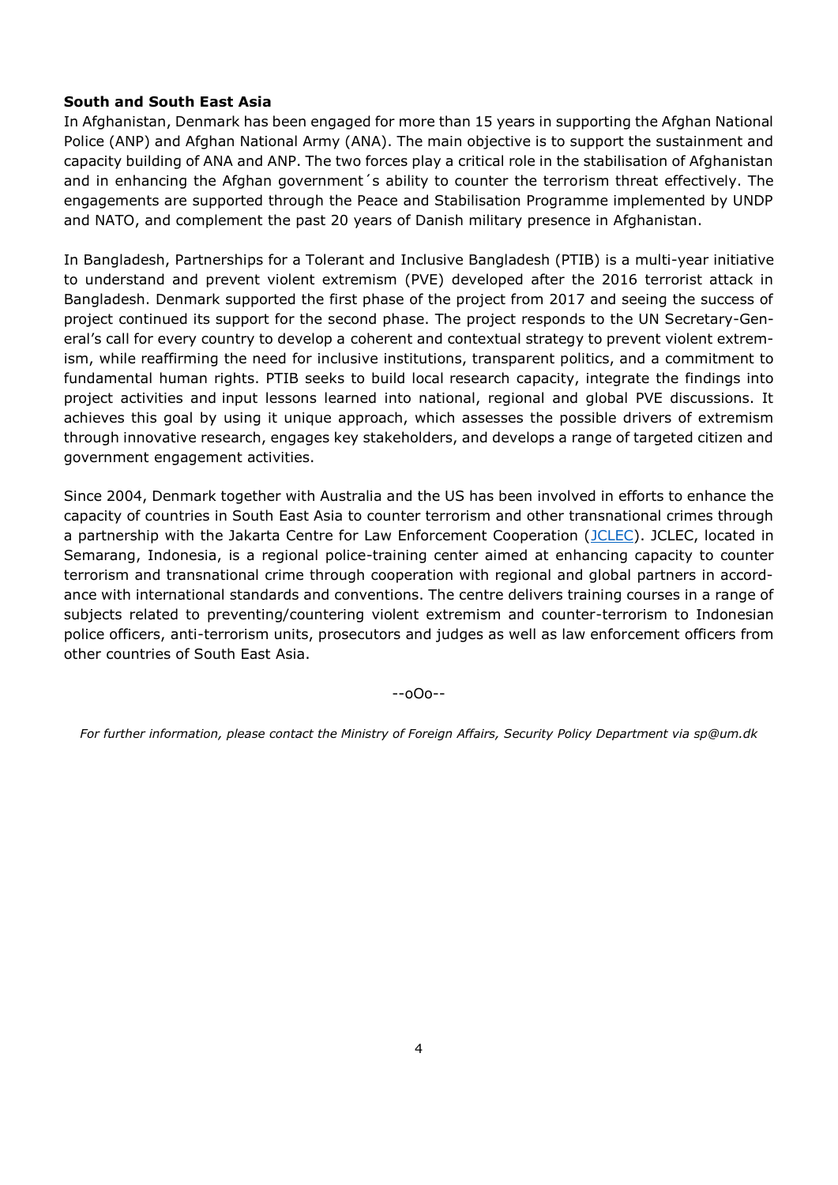**South and South East Asia**

In Afghanistan, Denmark has been engaged for more than 15 years in supporting the Afghan National Police (ANP) and Afghan National Army (ANA). The main objective is to support the sustainment and capacity building of ANA and ANP. The two forces play a critical role in the stabilisation of Afghanistan and in enhancing the Afghan government´s ability to counter the terrorism threat effectively. The engagements are supported through the Peace and Stabilisation Programme implemented by UNDP and NATO, and complement the past 20 years of Danish military presence in Afghanistan.

In Bangladesh, Partnerships for a Tolerant and Inclusive Bangladesh (PTIB) is a multi-year initiative to understand and prevent violent extremism (PVE) developed after the 2016 terrorist attack in Bangladesh. Denmark supported the first phase of the project from 2017 and seeing the success of project continued its support for the second phase. The project responds to the UN Secretary-General's call for every country to develop a coherent and contextual strategy to prevent violent extremism, while reaffirming the need for inclusive institutions, transparent politics, and a commitment to fundamental human rights. PTIB seeks to build local research capacity, integrate the findings into project activities and input lessons learned into national, regional and global PVE discussions. It achieves this goal by using it unique approach, which assesses the possible drivers of extremism through innovative research, engages key stakeholders, and develops a range of targeted citizen and government engagement activities.

Since 2004, Denmark together with Australia and the US has been involved in efforts to enhance the capacity of countries in South East Asia to counter terrorism and other transnational crimes through a partnership with the Jakarta Centre for Law Enforcement Cooperation (JCLEC). JCLEC, located in Semarang, Indonesia, is a regional police-training center aimed at enhancing capacity to counter terrorism and transnational crime through cooperation with regional and global partners in accordance with international standards and conventions. The centre delivers training courses in a range of subjects related to preventing/countering violent extremism and counter-terrorism to Indonesian police officers, anti-terrorism units, prosecutors and judges as well as law enforcement officers from other countries of South East Asia.

--oOo--

*For further information, please contact the Ministry of Foreign Affairs, Security Policy Department via sp@um.dk*